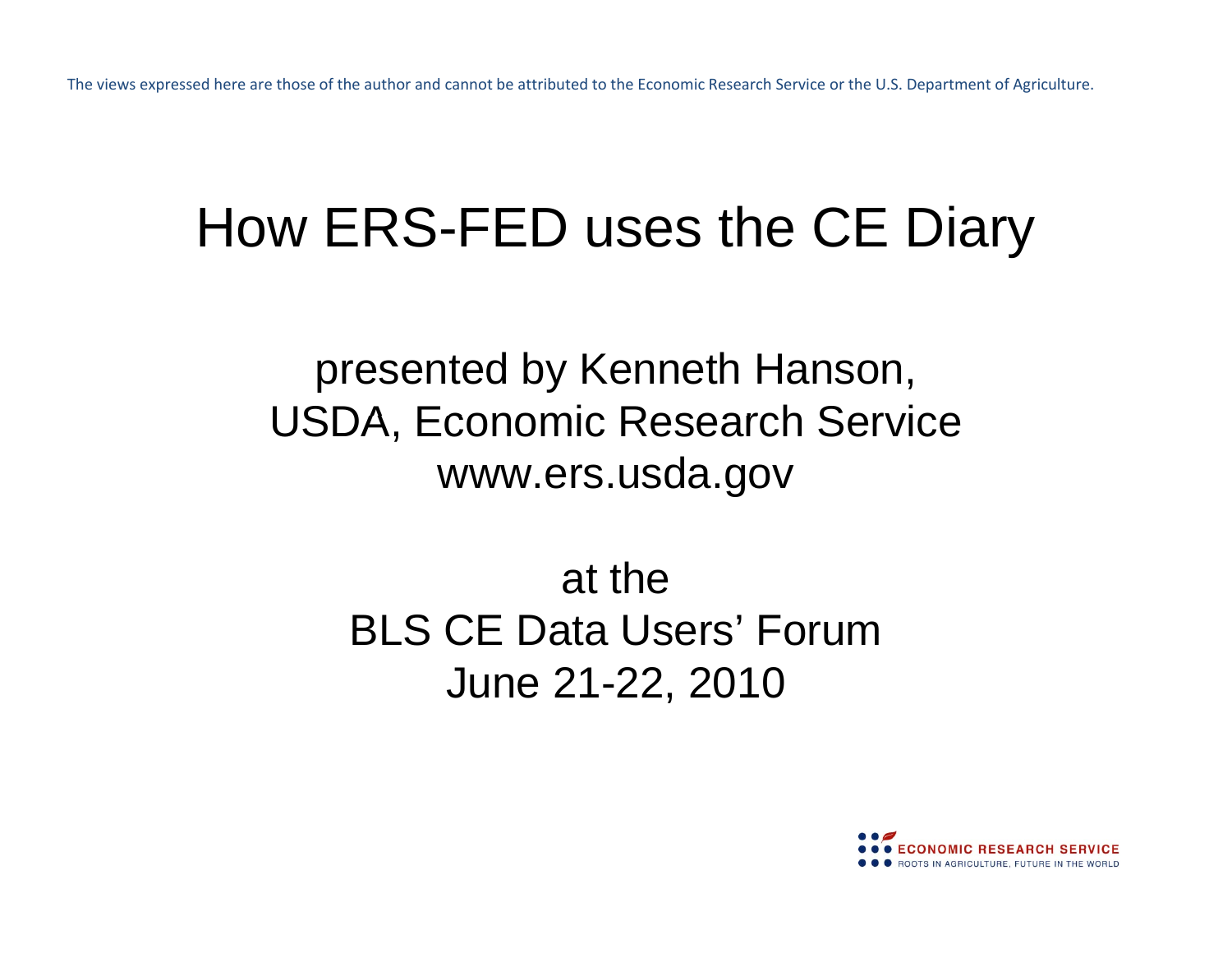The views expressed here are those of the author and cannot be attributed to the Economic Research Service or the U.S. Department of Agriculture.

# How ERS-FED uses the CE Diary

presented by Kenneth Hanson,
USDA, Economic Research Service
www.ers.usda.gov

at the
BLS CE Data Users' Forum
June 21-22, 2010

ECONOMIC RESEARCH SERVICE
ROOTS IN AGRICULTURE, FUTURE IN THE WORLD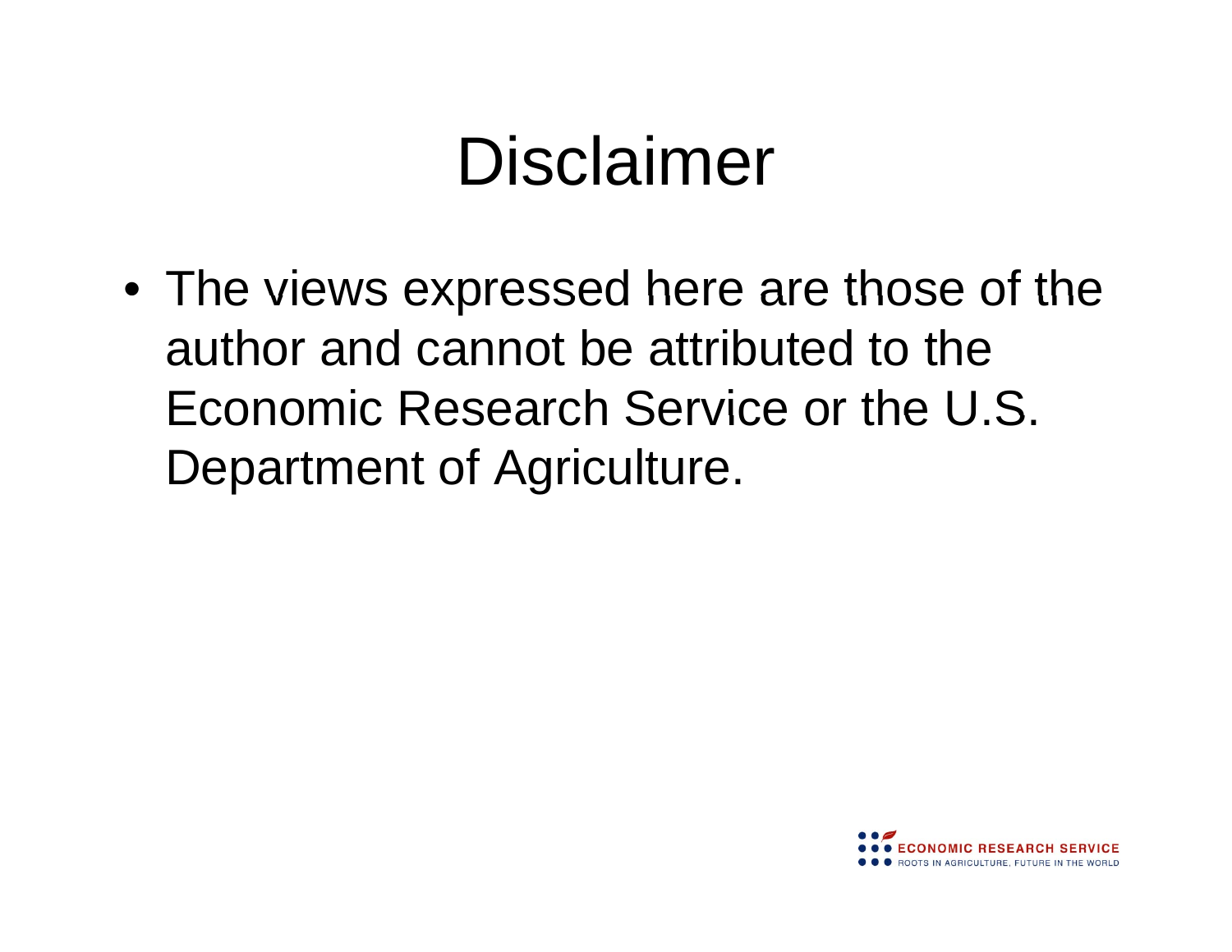# Disclaimer

- The views expressed here are those of the author and cannot be attributed to the Economic Research Service or the U.S. Department of Agriculture.

ECONOMIC RESEARCH SERVICE
ROOTS IN AGRICULTURE, FUTURE IN THE WORLD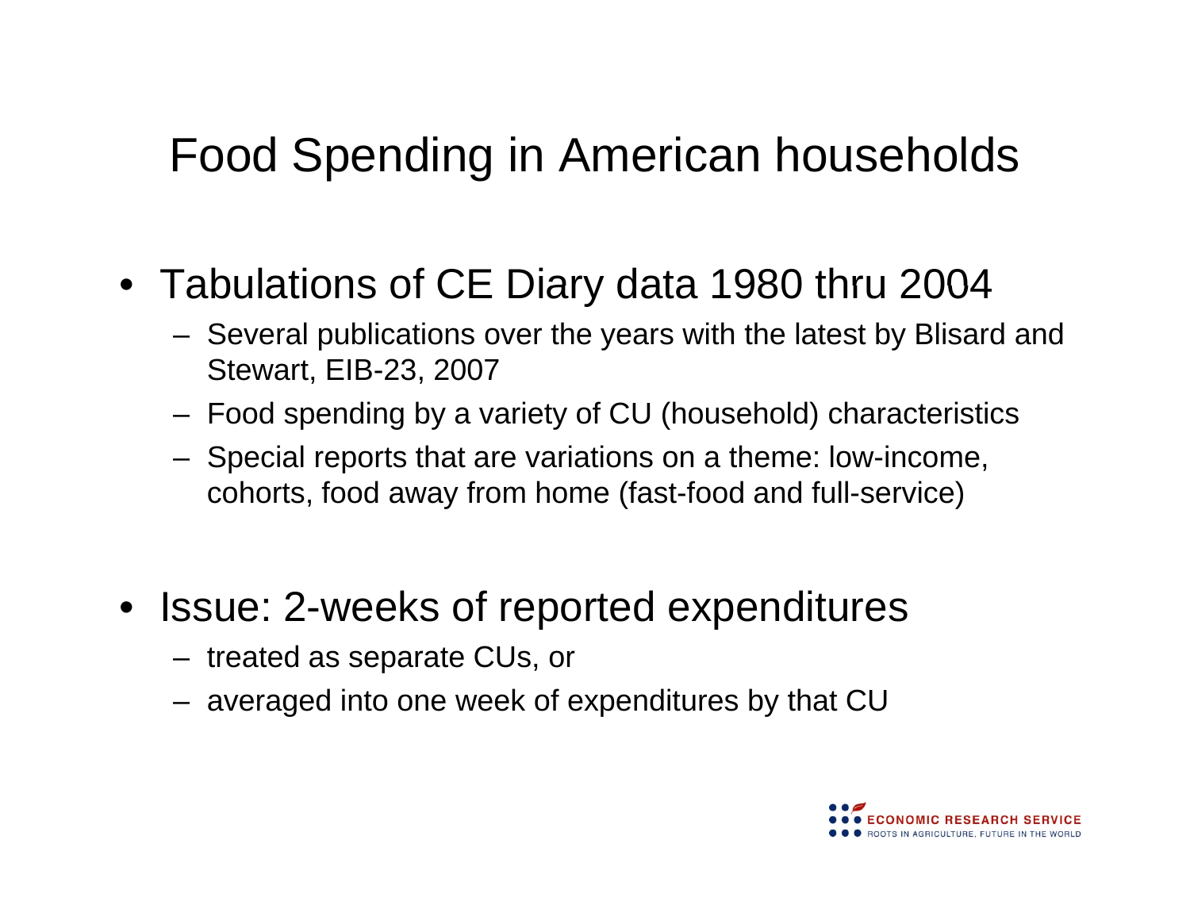# Food Spending in American households

- Tabulations of CE Diary data 1980 thru 2004
  - Several publications over the years with the latest by Blisard and Stewart, EIB-23, 2007
  - Food spending by a variety of CU (household) characteristics
  - Special reports that are variations on a theme: low-income, cohorts, food away from home (fast-food and full-service)

- Issue: 2-weeks of reported expenditures
  - treated as separate CUs, or
  - averaged into one week of expenditures by that CU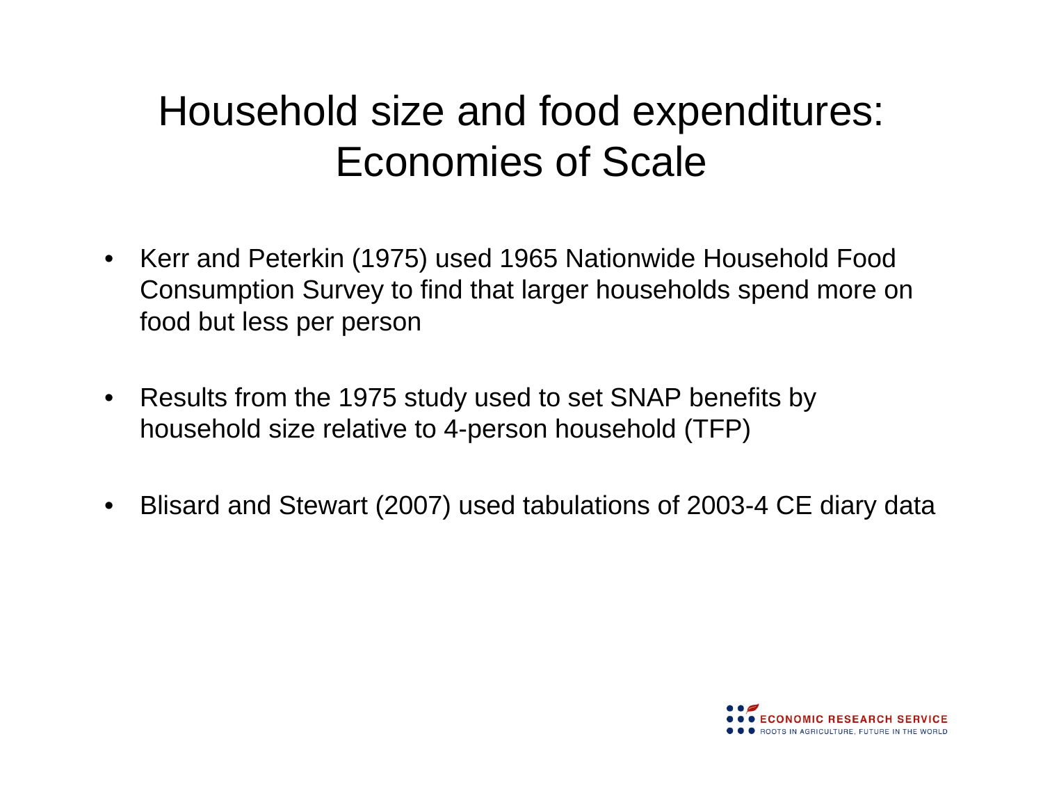# Household size and food expenditures: Economies of Scale

- Kerr and Peterkin (1975) used 1965 Nationwide Household Food Consumption Survey to find that larger households spend more on food but less per person
- Results from the 1975 study used to set SNAP benefits by household size relative to 4-person household (TFP)
- Blisard and Stewart (2007) used tabulations of 2003-4 CE diary data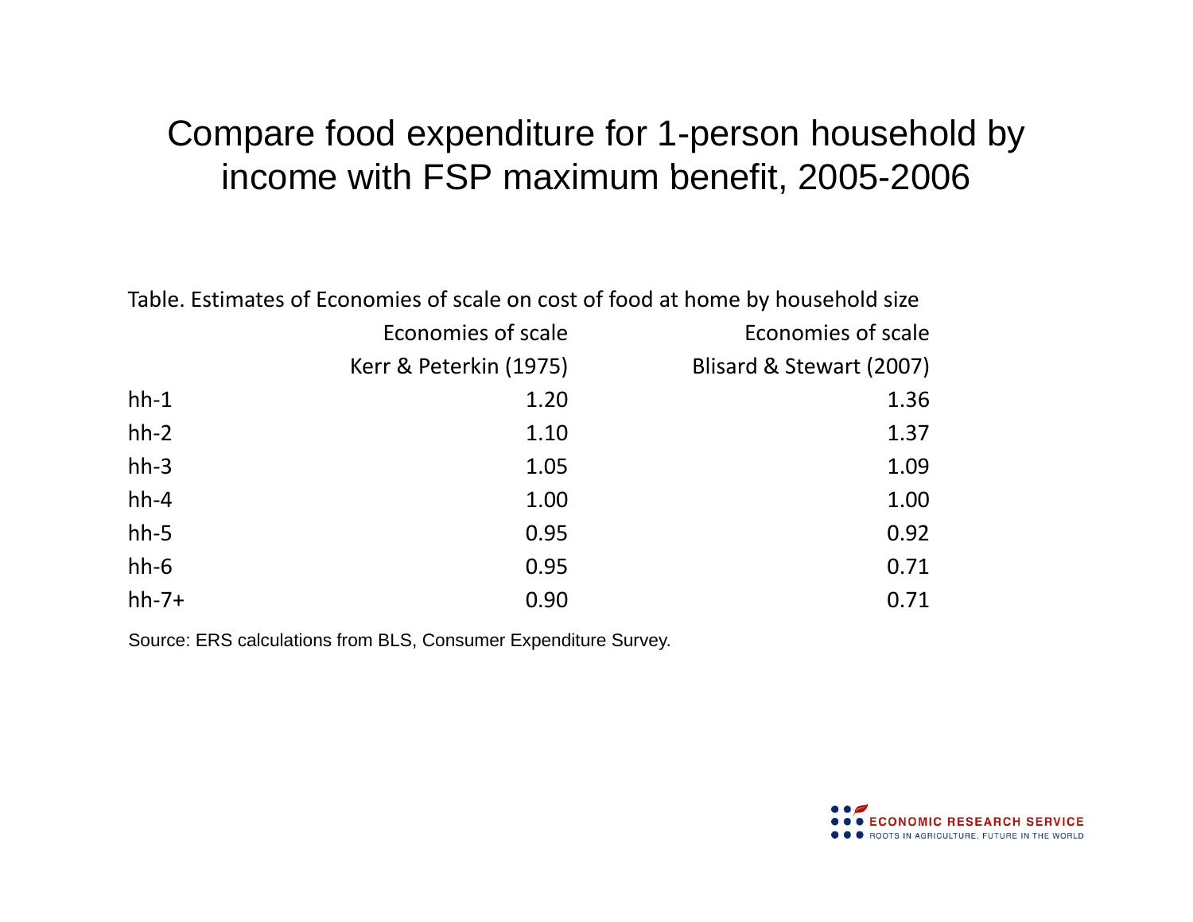# Compare food expenditure for 1-person household by income with FSP maximum benefit, 2005-2006

Table. Estimates of Economies of scale on cost of food at home by household size

| | Economies of scale Kerr & Peterkin (1975) | Economies of scale Blisard & Stewart (2007) |
|---|---|---|
| hh-1 | 1.20 | 1.36 |
| hh-2 | 1.10 | 1.37 |
| hh-3 | 1.05 | 1.09 |
| hh-4 | 1.00 | 1.00 |
| hh-5 | 0.95 | 0.92 |
| hh-6 | 0.95 | 0.71 |
| hh-7+ | 0.90 | 0.71 |

Source: ERS calculations from BLS, Consumer Expenditure Survey.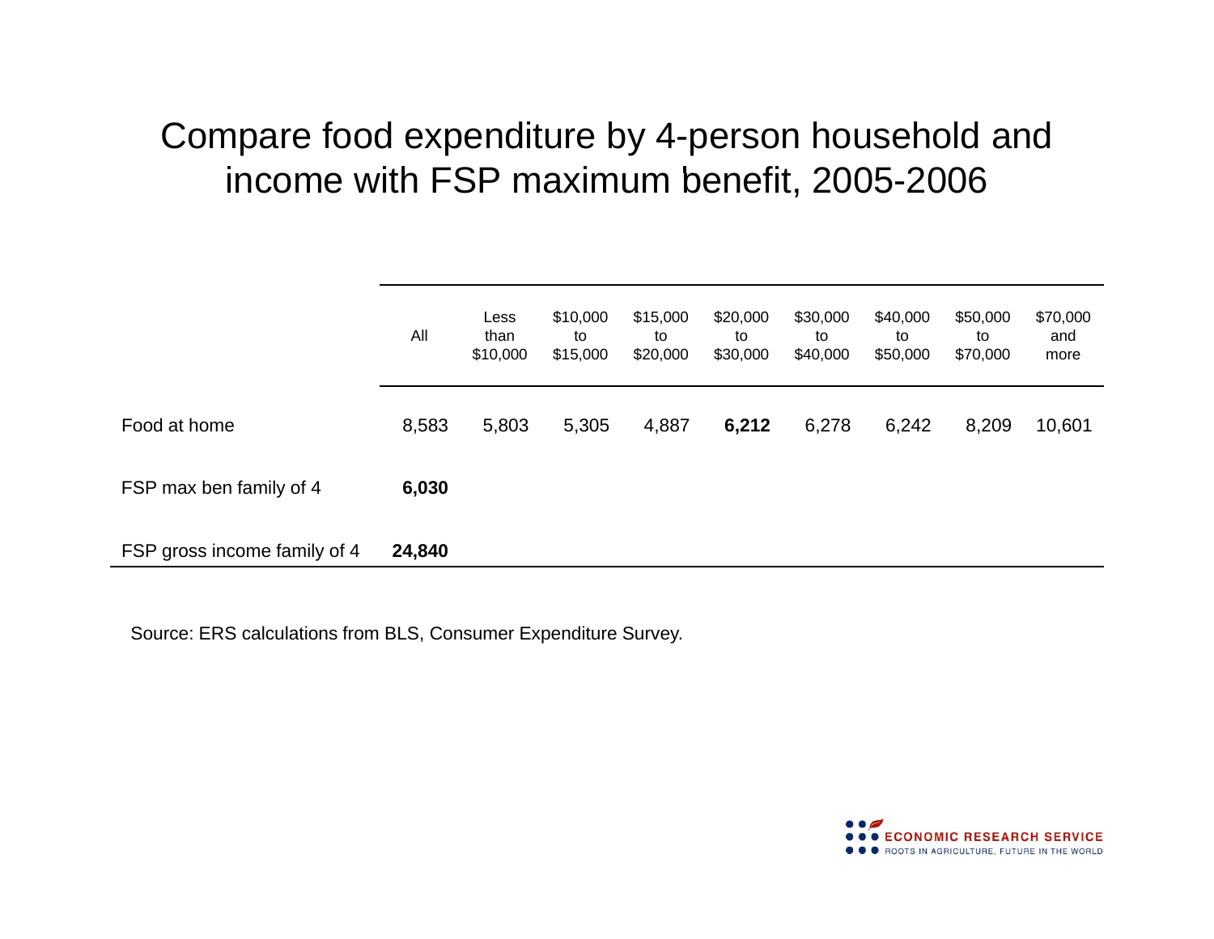# Compare food expenditure by 4-person household and income with FSP maximum benefit, 2005-2006

| | All | Less than $10,000 | $10,000 to $15,000 | $15,000 to $20,000 | $20,000 to $30,000 | $30,000 to $40,000 | $40,000 to $50,000 | $50,000 to $70,000 | $70,000 and more |
|---|---|---|---|---|---|---|---|---|---|
| Food at home | 8,583 | 5,803 | 5,305 | 4,887 | **6,212** | 6,278 | 6,242 | 8,209 | 10,601 |
| FSP max ben family of 4 | **6,030** | | | | | | | | |
| FSP gross income family of 4 | **24,840** | | | | | | | | |

Source: ERS calculations from BLS, Consumer Expenditure Survey.

ECONOMIC RESEARCH SERVICE
ROOTS IN AGRICULTURE, FUTURE IN THE WORLD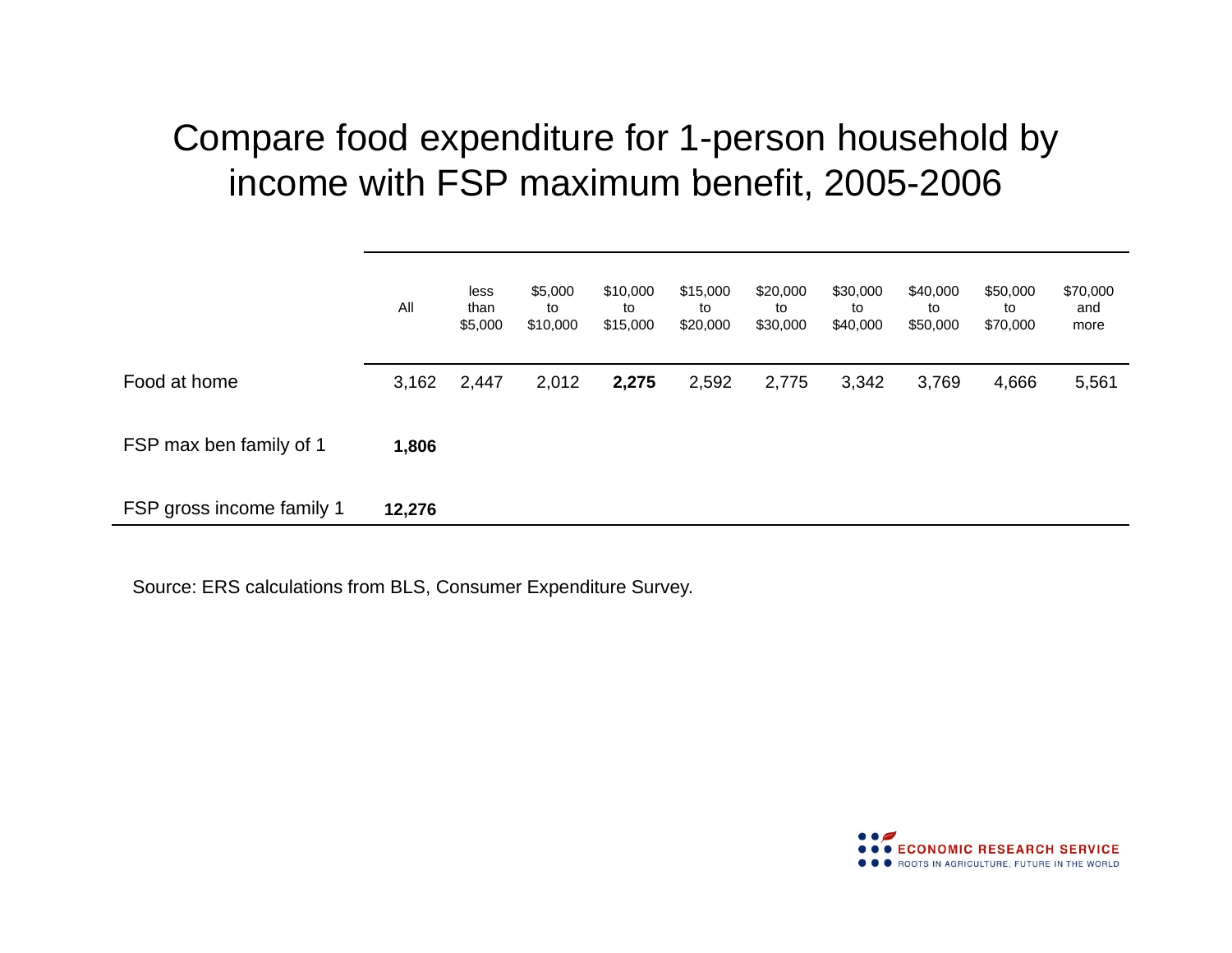# Compare food expenditure for 1-person household by income with FSP maximum benefit, 2005-2006

| | All | less than $5,000 | $5,000 to $10,000 | $10,000 to $15,000 | $15,000 to $20,000 | $20,000 to $30,000 | $30,000 to $40,000 | $40,000 to $50,000 | $50,000 to $70,000 | $70,000 and more |
|---|---|---|---|---|---|---|---|---|---|---|
| Food at home | 3,162 | 2,447 | 2,012 | **2,275** | 2,592 | 2,775 | 3,342 | 3,769 | 4,666 | 5,561 |
| FSP max ben family of 1 | **1,806** | | | | | | | | | |
| FSP gross income family 1 | **12,276** | | | | | | | | | |

Source: ERS calculations from BLS, Consumer Expenditure Survey.

ECONOMIC RESEARCH SERVICE
ROOTS IN AGRICULTURE, FUTURE IN THE WORLD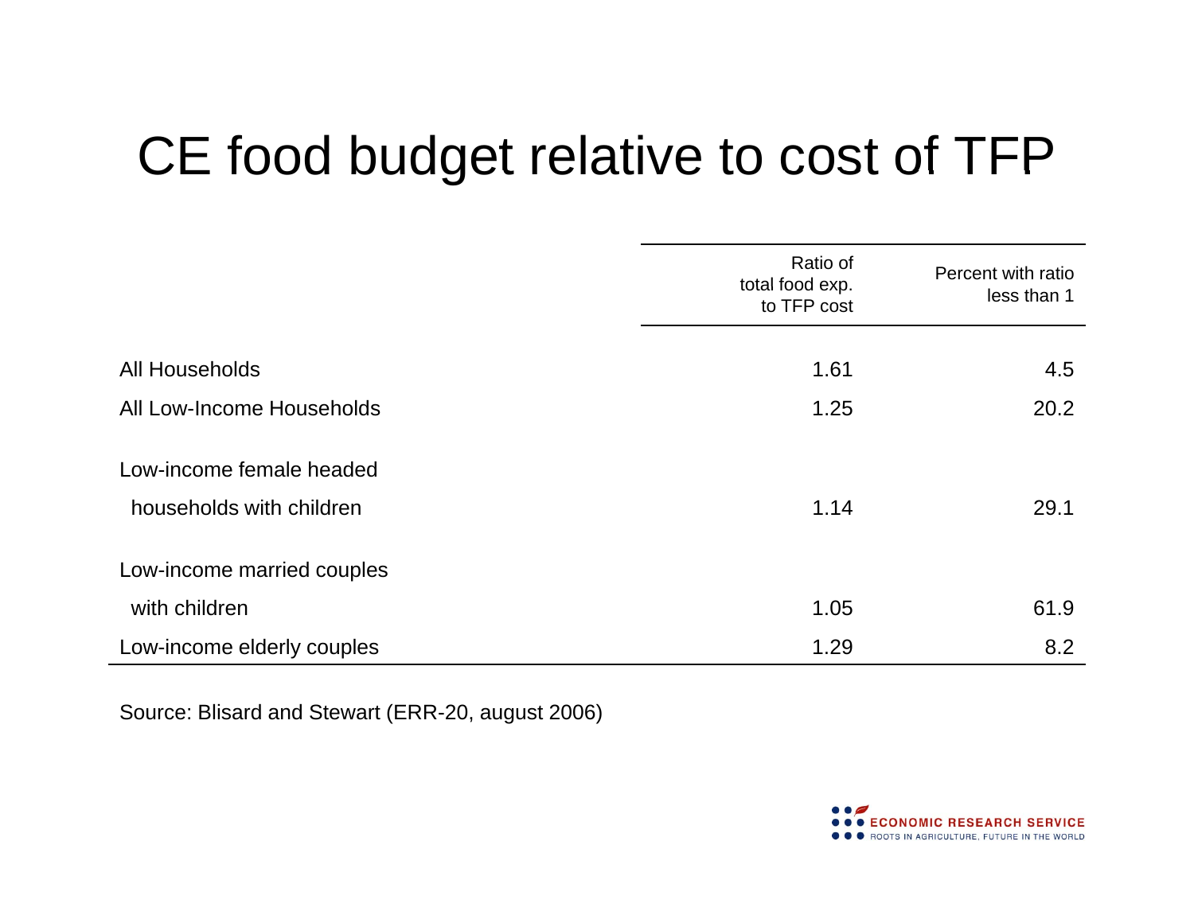# CE food budget relative to cost of TFP

| | Ratio of total food exp. to TFP cost | Percent with ratio less than 1 |
|---|---|---|
| All Households | 1.61 | 4.5 |
| All Low-Income Households | 1.25 | 20.2 |
| Low-income female headed households with children | 1.14 | 29.1 |
| Low-income married couples with children | 1.05 | 61.9 |
| Low-income elderly couples | 1.29 | 8.2 |

Source: Blisard and Stewart (ERR-20, august 2006)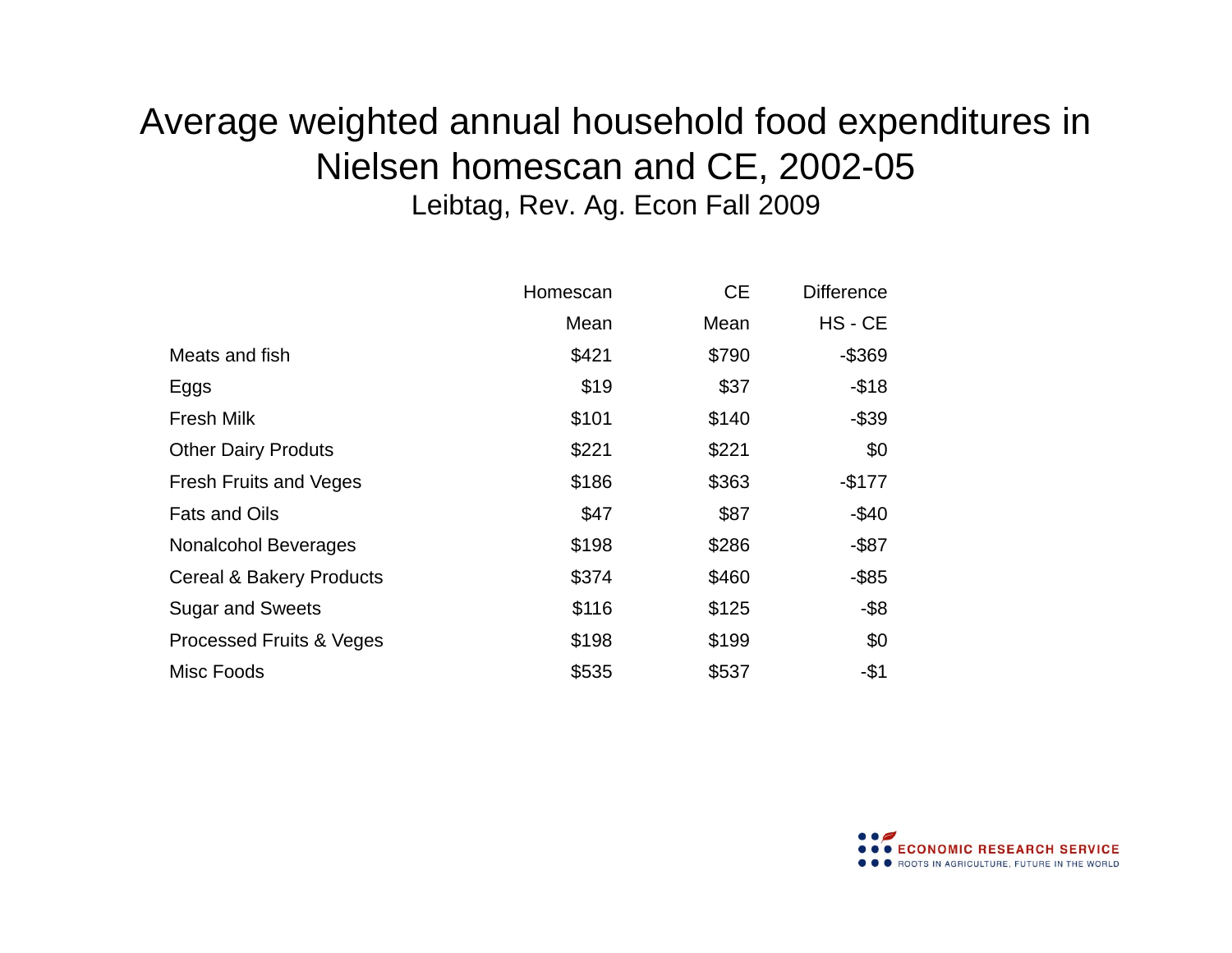# Average weighted annual household food expenditures in Nielsen homescan and CE, 2002-05

Leibtag, Rev. Ag. Econ Fall 2009

| | Homescan Mean | CE Mean | Difference HS - CE |
|---|---|---|---|
| Meats and fish | $421 | $790 | -$369 |
| Eggs | $19 | $37 | -$18 |
| Fresh Milk | $101 | $140 | -$39 |
| Other Dairy Produts | $221 | $221 | $0 |
| Fresh Fruits and Veges | $186 | $363 | -$177 |
| Fats and Oils | $47 | $87 | -$40 |
| Nonalcohol Beverages | $198 | $286 | -$87 |
| Cereal & Bakery Products | $374 | $460 | -$85 |
| Sugar and Sweets | $116 | $125 | -$8 |
| Processed Fruits & Veges | $198 | $199 | $0 |
| Misc Foods | $535 | $537 | -$1 |

ECONOMIC RESEARCH SERVICE
ROOTS IN AGRICULTURE, FUTURE IN THE WORLD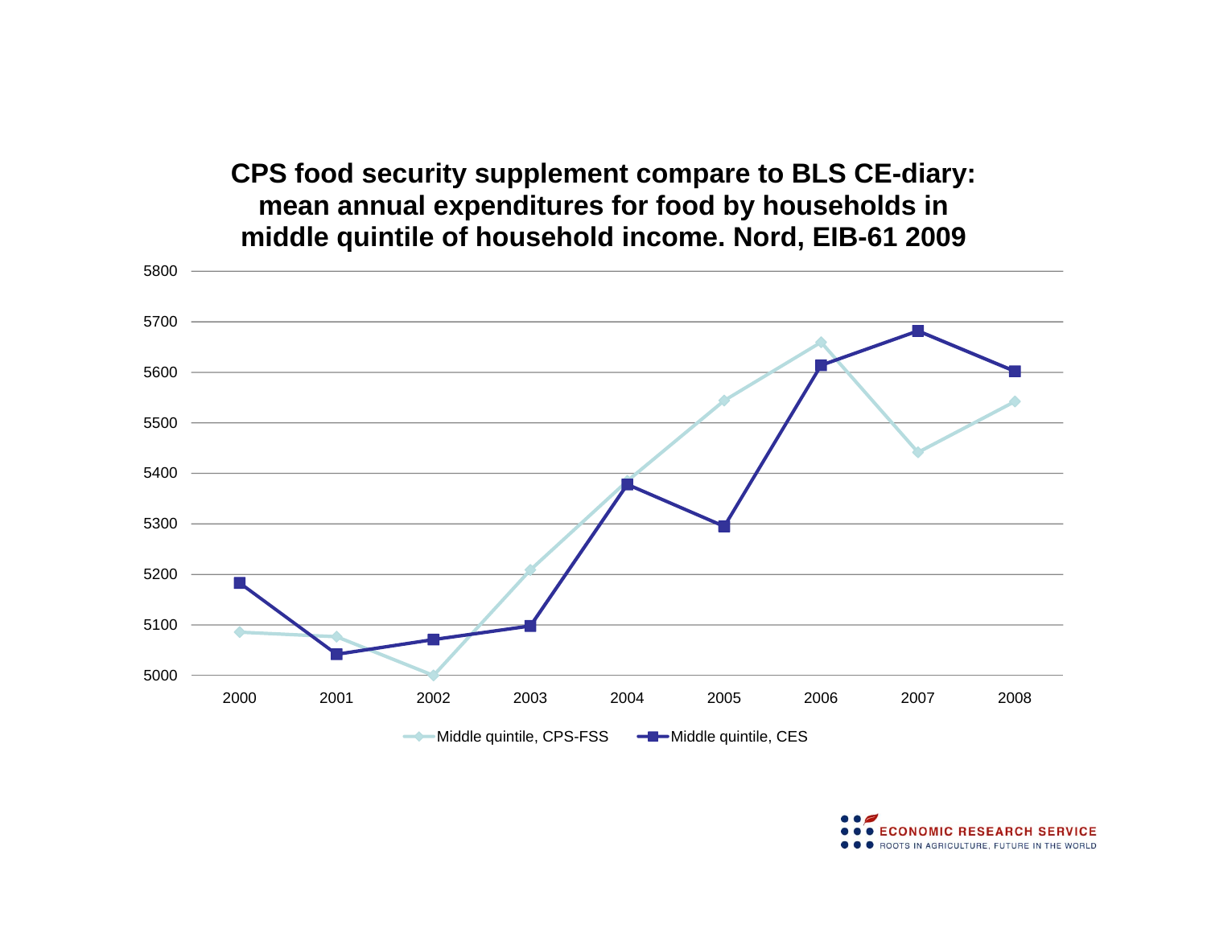## CPS food security supplement compare to BLS CE-diary: mean annual expenditures for food by households in middle quintile of household income. Nord, EIB-61 2009

5800
5700
5600
5500
5400
5300
5200
5100
5000

2000
2001
2002
2003
2004
2005
2006
2007
2008

Middle quintile, CPS-FSS
Middle quintile, CES

ECONOMIC RESEARCH SERVICE
ROOTS IN AGRICULTURE, FUTURE IN THE WORLD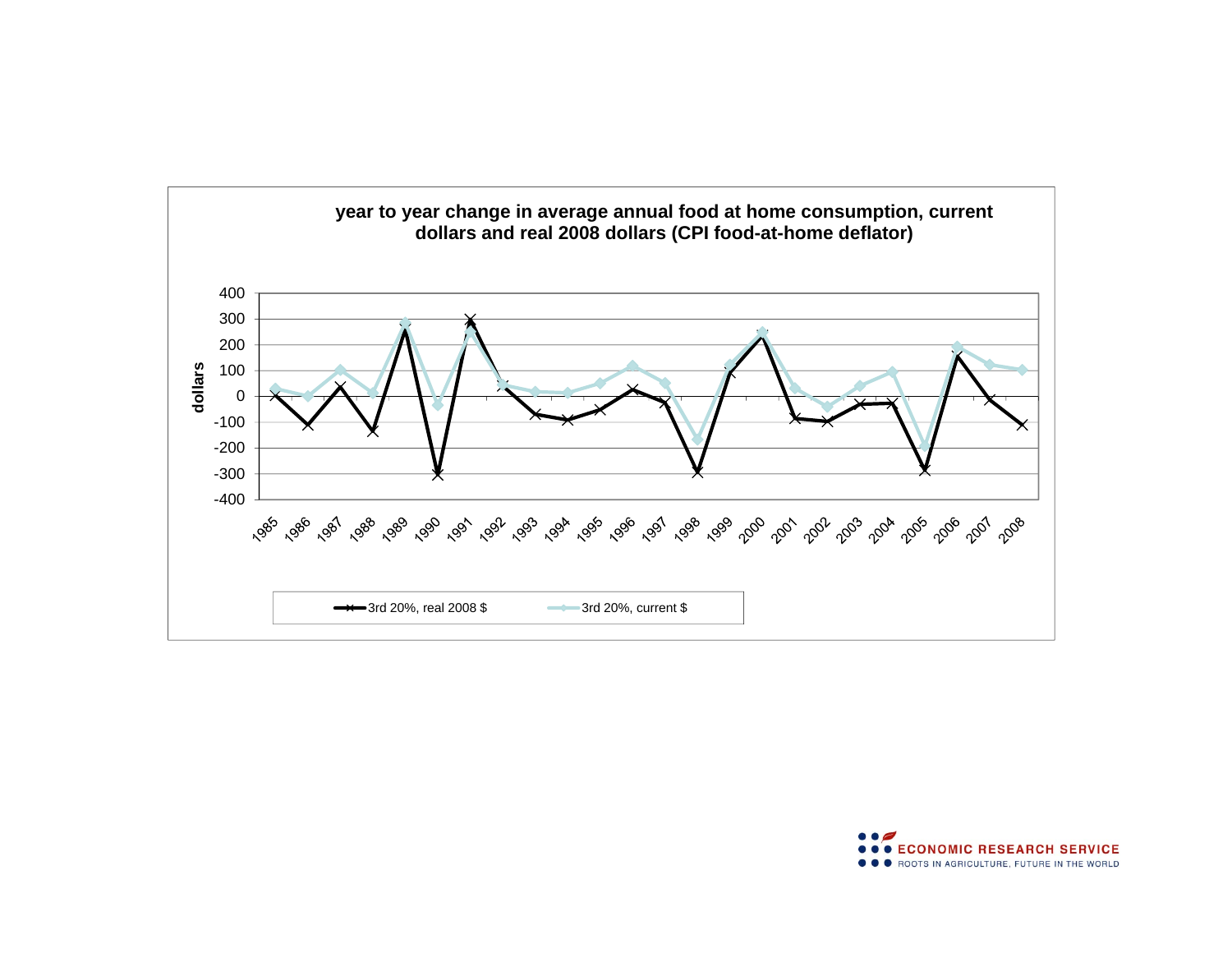year to year change in average annual food at home consumption, current dollars and real 2008 dollars (CPI food-at-home deflator)

dollars

400
300
200
100
0
-100
-200
-300
-400

1985 1986 1987 1988 1989 1990 1991 1992 1993 1994 1995 1996 1997 1998 1999 2000 2001 2002 2003 2004 2005 2006 2007 2008

3rd 20%, real 2008 $
3rd 20%, current $

ECONOMIC RESEARCH SERVICE
ROOTS IN AGRICULTURE, FUTURE IN THE WORLD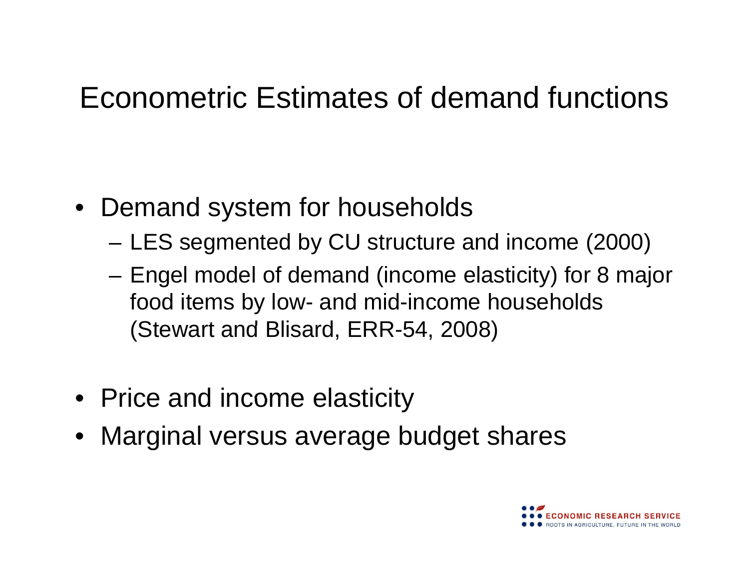# Econometric Estimates of demand functions

- Demand system for households
  - LES segmented by CU structure and income (2000)
  - Engel model of demand (income elasticity) for 8 major food items by low- and mid-income households (Stewart and Blisard, ERR-54, 2008)
- Price and income elasticity
- Marginal versus average budget shares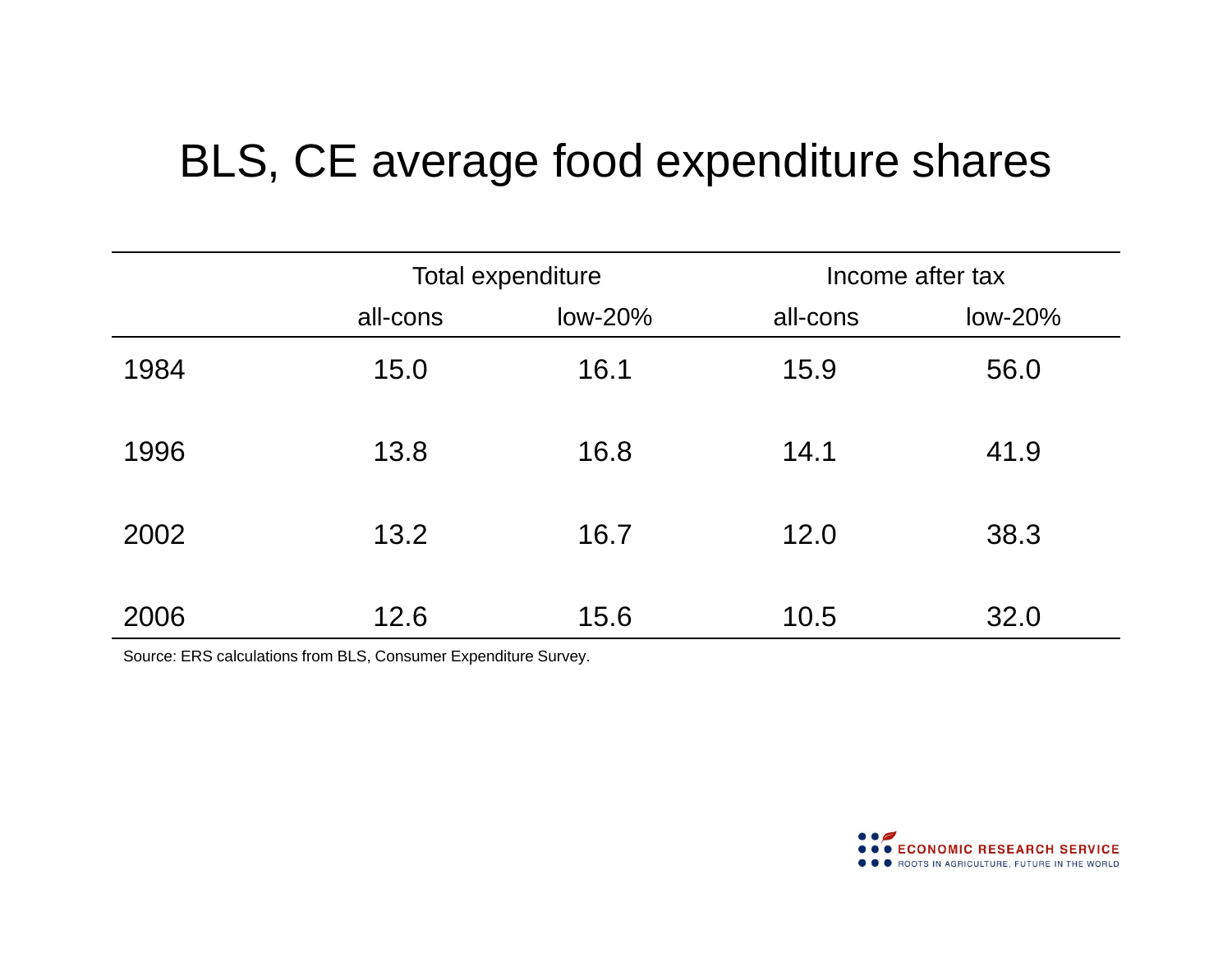# BLS, CE average food expenditure shares

| | Total expenditure | | Income after tax | |
|---|---|---|---|---|
| | all-cons | low-20% | all-cons | low-20% |
| 1984 | 15.0 | 16.1 | 15.9 | 56.0 |
| 1996 | 13.8 | 16.8 | 14.1 | 41.9 |
| 2002 | 13.2 | 16.7 | 12.0 | 38.3 |
| 2006 | 12.6 | 15.6 | 10.5 | 32.0 |

Source: ERS calculations from BLS, Consumer Expenditure Survey.

ECONOMIC RESEARCH SERVICE
ROOTS IN AGRICULTURE, FUTURE IN THE WORLD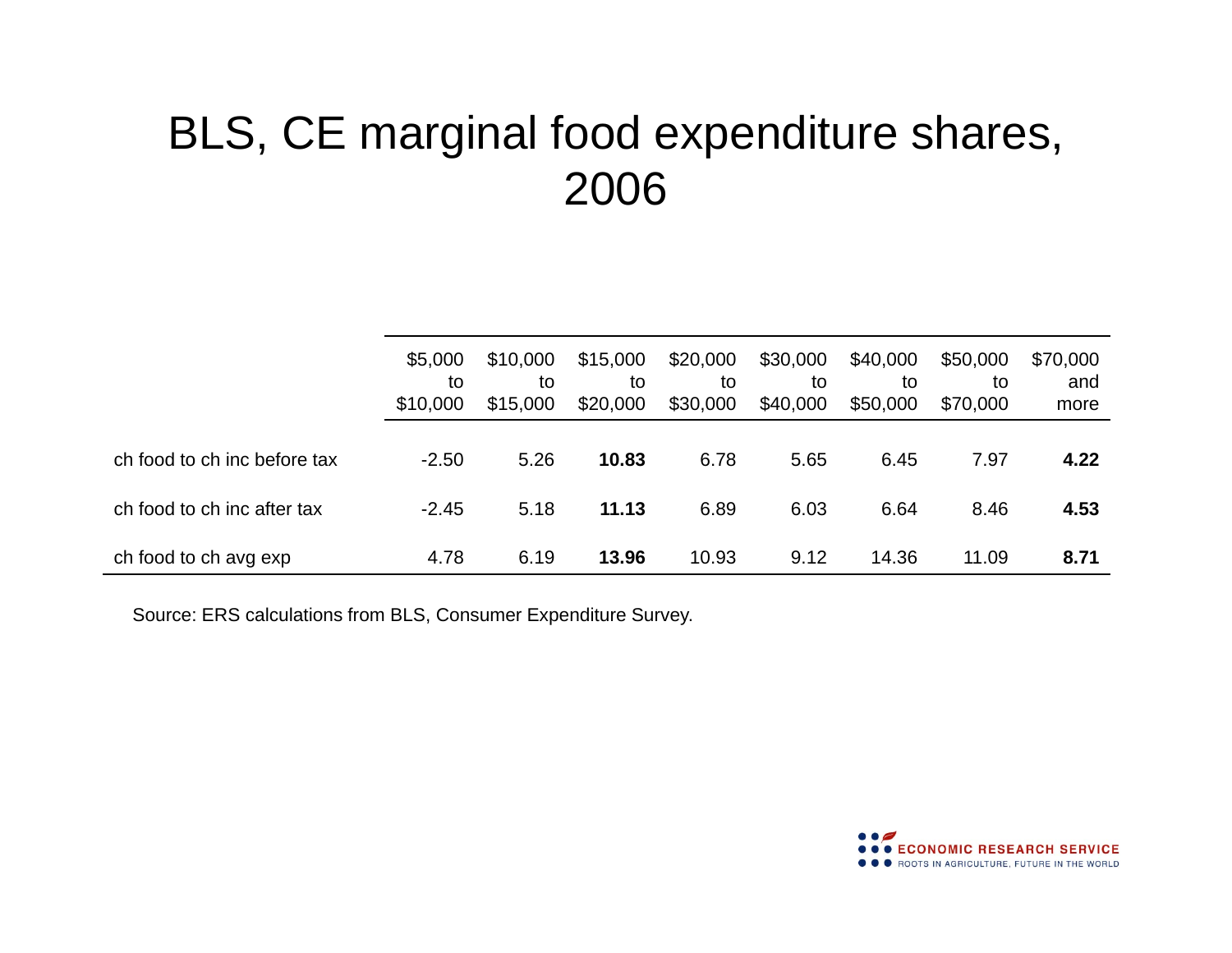# BLS, CE marginal food expenditure shares, 2006

| | $5,000 to $10,000 | $10,000 to $15,000 | $15,000 to $20,000 | $20,000 to $30,000 | $30,000 to $40,000 | $40,000 to $50,000 | $50,000 to $70,000 | $70,000 and more |
|---|---|---|---|---|---|---|---|---|
| ch food to ch inc before tax | -2.50 | 5.26 | **10.83** | 6.78 | 5.65 | 6.45 | 7.97 | **4.22** |
| ch food to ch inc after tax | -2.45 | 5.18 | **11.13** | 6.89 | 6.03 | 6.64 | 8.46 | **4.53** |
| ch food to ch avg exp | 4.78 | 6.19 | **13.96** | 10.93 | 9.12 | 14.36 | 11.09 | **8.71** |

Source: ERS calculations from BLS, Consumer Expenditure Survey.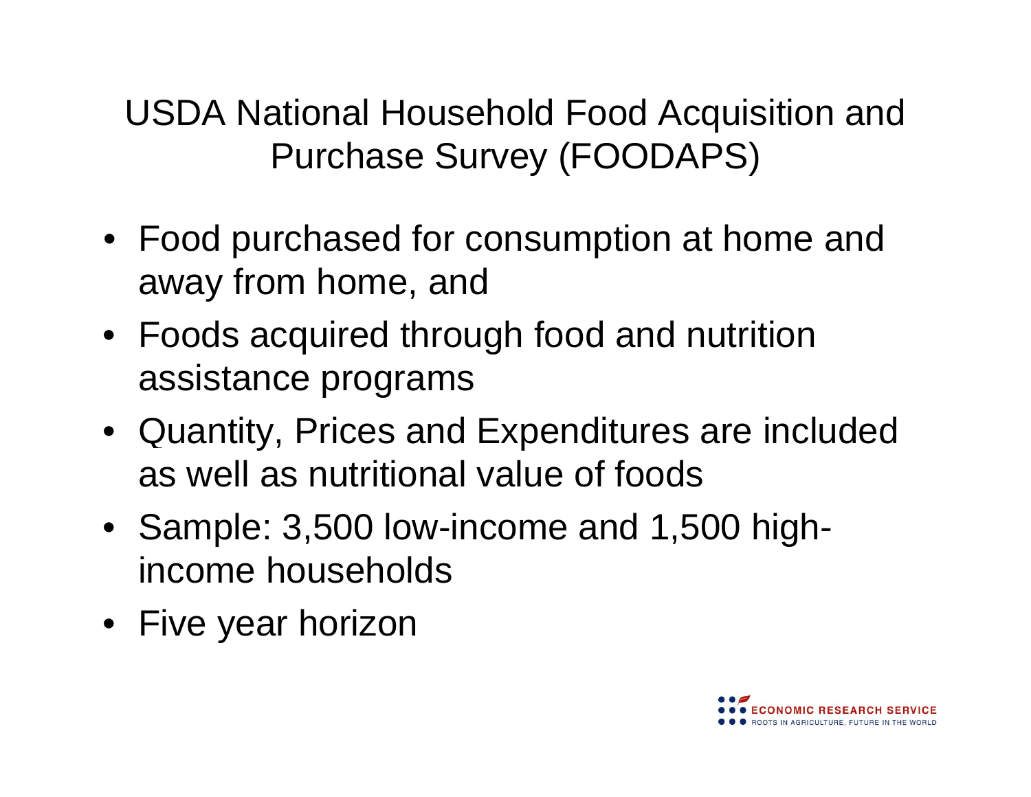# USDA National Household Food Acquisition and Purchase Survey (FOODAPS)

- Food purchased for consumption at home and away from home, and
- Foods acquired through food and nutrition assistance programs
- Quantity, Prices and Expenditures are included as well as nutritional value of foods
- Sample: 3,500 low-income and 1,500 high-income households
- Five year horizon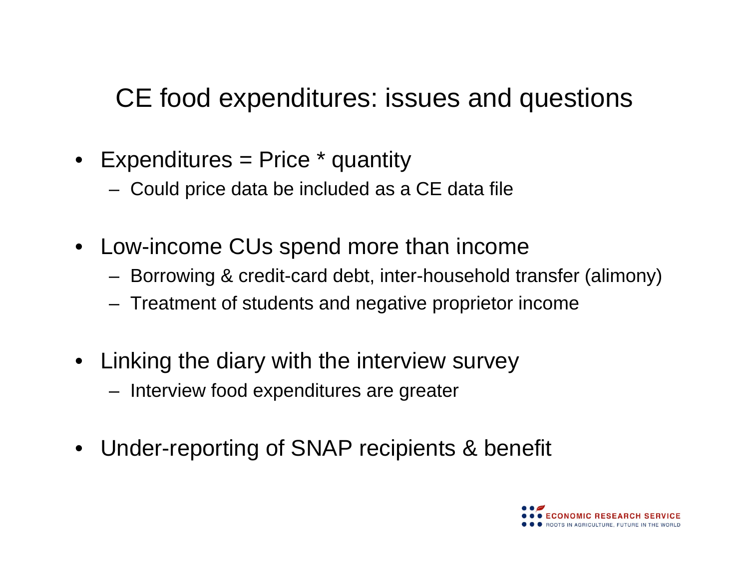# CE food expenditures: issues and questions

- Expenditures = Price * quantity
  - Could price data be included as a CE data file
- Low-income CUs spend more than income
  - Borrowing & credit-card debt, inter-household transfer (alimony)
  - Treatment of students and negative proprietor income
- Linking the diary with the interview survey
  - Interview food expenditures are greater
- Under-reporting of SNAP recipients & benefit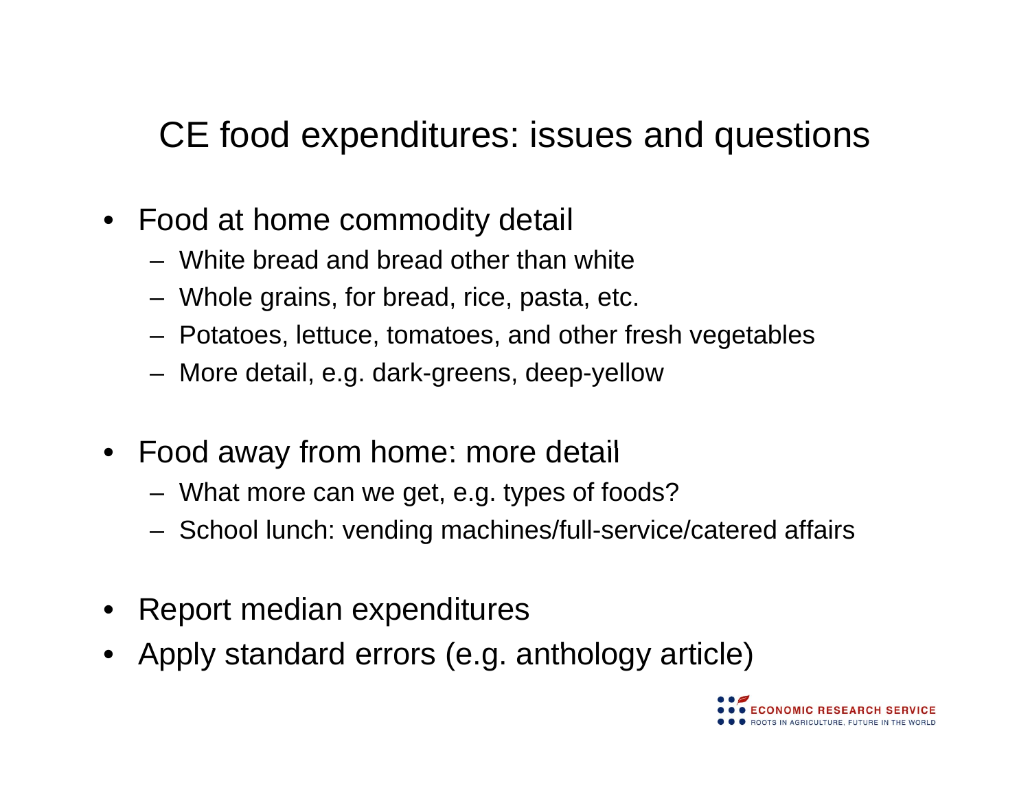# CE food expenditures: issues and questions

- Food at home commodity detail
  - White bread and bread other than white
  - Whole grains, for bread, rice, pasta, etc.
  - Potatoes, lettuce, tomatoes, and other fresh vegetables
  - More detail, e.g. dark-greens, deep-yellow
- Food away from home: more detail
  - What more can we get, e.g. types of foods?
  - School lunch: vending machines/full-service/catered affairs
- Report median expenditures
- Apply standard errors (e.g. anthology article)

ECONOMIC RESEARCH SERVICE
ROOTS IN AGRICULTURE, FUTURE IN THE WORLD